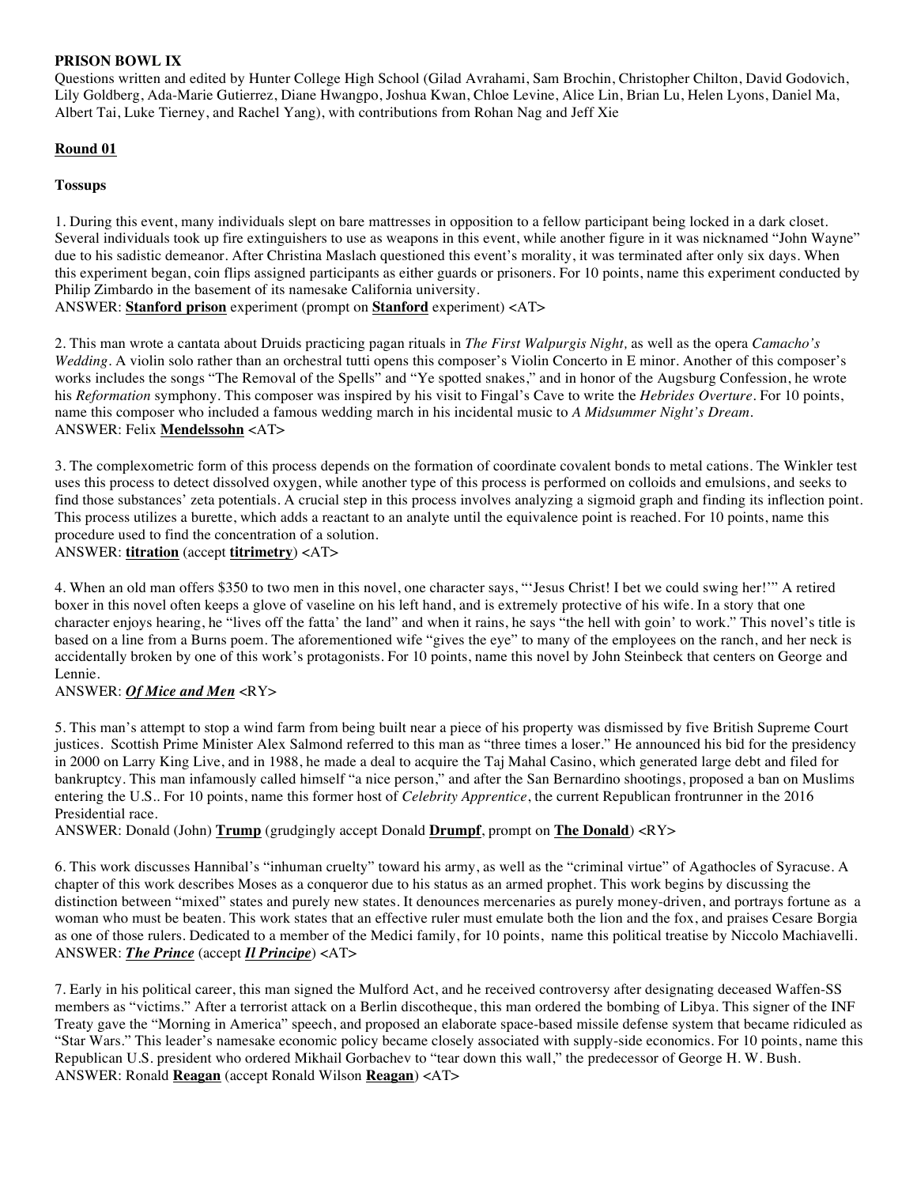**PRISON BOWL IX**

Questions written and edited by Hunter College High School (Gilad Avrahami, Sam Brochin, Christopher Chilton, David Godovich, Lily Goldberg, Ada-Marie Gutierrez, Diane Hwangpo, Joshua Kwan, Chloe Levine, Alice Lin, Brian Lu, Helen Lyons, Daniel Ma, Albert Tai, Luke Tierney, and Rachel Yang), with contributions from Rohan Nag and Jeff Xie

**Round 01**

**Tossups**

1. During this event, many individuals slept on bare mattresses in opposition to a fellow participant being locked in a dark closet. Several individuals took up fire extinguishers to use as weapons in this event, while another figure in it was nicknamed "John Wayne" due to his sadistic demeanor. After Christina Maslach questioned this event's morality, it was terminated after only six days. When this experiment began, coin flips assigned participants as either guards or prisoners. For 10 points, name this experiment conducted by Philip Zimbardo in the basement of its namesake California university.
ANSWER: **Stanford prison** experiment (prompt on **Stanford** experiment) <AT>

2. This man wrote a cantata about Druids practicing pagan rituals in *The First Walpurgis Night,* as well as the opera *Camacho's Wedding*. A violin solo rather than an orchestral tutti opens this composer's Violin Concerto in E minor. Another of this composer's works includes the songs "The Removal of the Spells" and "Ye spotted snakes," and in honor of the Augsburg Confession, he wrote his *Reformation* symphony. This composer was inspired by his visit to Fingal's Cave to write the *Hebrides Overture*. For 10 points, name this composer who included a famous wedding march in his incidental music to *A Midsummer Night's Dream*.
ANSWER: Felix **Mendelssohn** <AT>

3. The complexometric form of this process depends on the formation of coordinate covalent bonds to metal cations. The Winkler test uses this process to detect dissolved oxygen, while another type of this process is performed on colloids and emulsions, and seeks to find those substances' zeta potentials. A crucial step in this process involves analyzing a sigmoid graph and finding its inflection point. This process utilizes a burette, which adds a reactant to an analyte until the equivalence point is reached. For 10 points, name this procedure used to find the concentration of a solution.
ANSWER: **titration** (accept **titrimetry**) <AT>

4. When an old man offers $350 to two men in this novel, one character says, "'Jesus Christ! I bet we could swing her!'" A retired boxer in this novel often keeps a glove of vaseline on his left hand, and is extremely protective of his wife. In a story that one character enjoys hearing, he "lives off the fatta' the land" and when it rains, he says "the hell with goin' to work." This novel's title is based on a line from a Burns poem. The aforementioned wife "gives the eye" to many of the employees on the ranch, and her neck is accidentally broken by one of this work's protagonists. For 10 points, name this novel by John Steinbeck that centers on George and Lennie.
ANSWER: ***Of Mice and Men*** <RY>

5. This man's attempt to stop a wind farm from being built near a piece of his property was dismissed by five British Supreme Court justices. Scottish Prime Minister Alex Salmond referred to this man as "three times a loser." He announced his bid for the presidency in 2000 on Larry King Live, and in 1988, he made a deal to acquire the Taj Mahal Casino, which generated large debt and filed for bankruptcy. This man infamously called himself "a nice person," and after the San Bernardino shootings, proposed a ban on Muslims entering the U.S.. For 10 points, name this former host of *Celebrity Apprentice*, the current Republican frontrunner in the 2016 Presidential race.
ANSWER: Donald (John) **Trump** (grudgingly accept Donald **Drumpf**, prompt on **The Donald**) <RY>

6. This work discusses Hannibal's "inhuman cruelty" toward his army, as well as the "criminal virtue" of Agathocles of Syracuse. A chapter of this work describes Moses as a conqueror due to his status as an armed prophet. This work begins by discussing the distinction between "mixed" states and purely new states. It denounces mercenaries as purely money-driven, and portrays fortune as a woman who must be beaten. This work states that an effective ruler must emulate both the lion and the fox, and praises Cesare Borgia as one of those rulers. Dedicated to a member of the Medici family, for 10 points, name this political treatise by Niccolo Machiavelli.
ANSWER: ***The Prince*** (accept ***Il Principe***) <AT>

7. Early in his political career, this man signed the Mulford Act, and he received controversy after designating deceased Waffen-SS members as "victims." After a terrorist attack on a Berlin discotheque, this man ordered the bombing of Libya. This signer of the INF Treaty gave the "Morning in America" speech, and proposed an elaborate space-based missile defense system that became ridiculed as "Star Wars." This leader's namesake economic policy became closely associated with supply-side economics. For 10 points, name this Republican U.S. president who ordered Mikhail Gorbachev to "tear down this wall," the predecessor of George H. W. Bush.
ANSWER: Ronald **Reagan** (accept Ronald Wilson **Reagan**) <AT>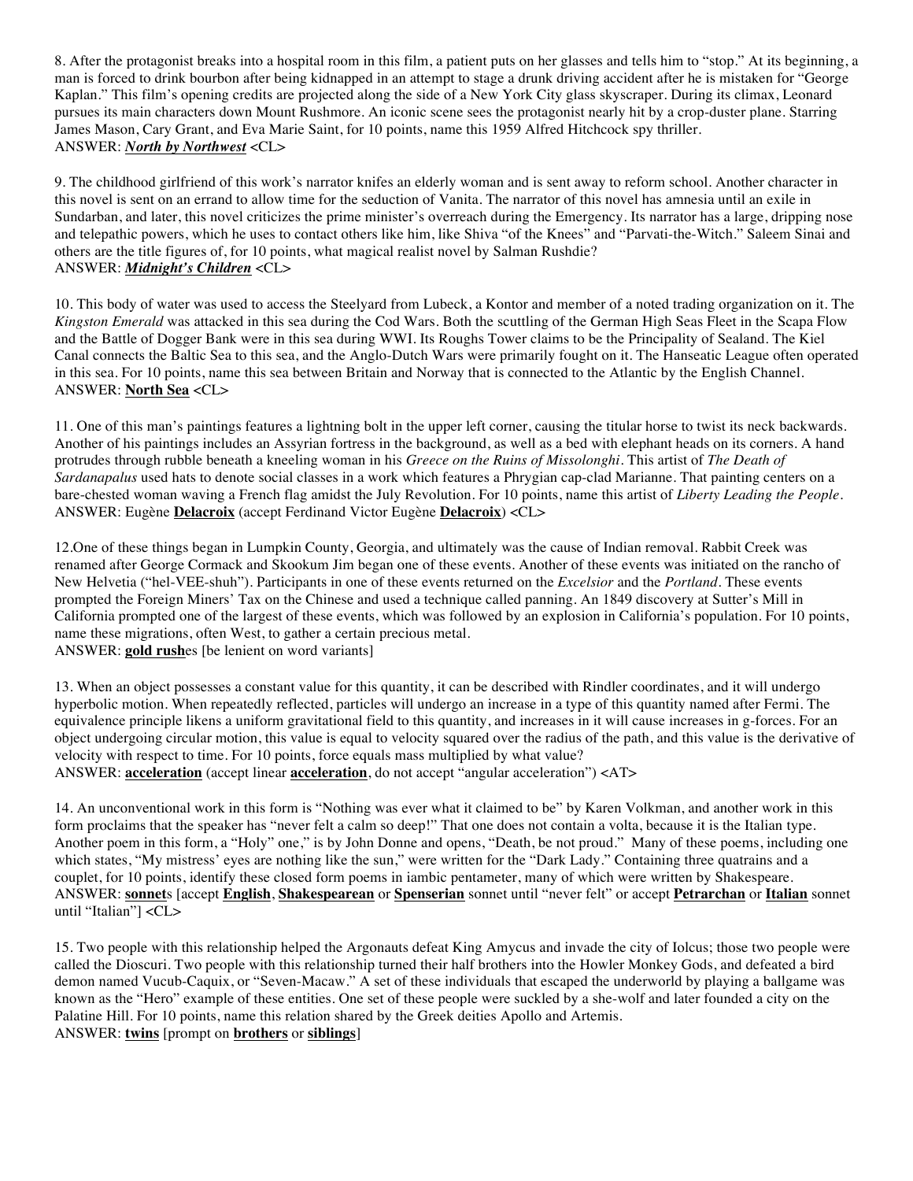8. After the protagonist breaks into a hospital room in this film, a patient puts on her glasses and tells him to "stop." At its beginning, a man is forced to drink bourbon after being kidnapped in an attempt to stage a drunk driving accident after he is mistaken for "George Kaplan." This film's opening credits are projected along the side of a New York City glass skyscraper. During its climax, Leonard pursues its main characters down Mount Rushmore. An iconic scene sees the protagonist nearly hit by a crop-duster plane. Starring James Mason, Cary Grant, and Eva Marie Saint, for 10 points, name this 1959 Alfred Hitchcock spy thriller.
ANSWER: ***North by Northwest*** <CL>

9. The childhood girlfriend of this work's narrator knifes an elderly woman and is sent away to reform school. Another character in this novel is sent on an errand to allow time for the seduction of Vanita. The narrator of this novel has amnesia until an exile in Sundarban, and later, this novel criticizes the prime minister's overreach during the Emergency. Its narrator has a large, dripping nose and telepathic powers, which he uses to contact others like him, like Shiva "of the Knees" and "Parvati-the-Witch." Saleem Sinai and others are the title figures of, for 10 points, what magical realist novel by Salman Rushdie?
ANSWER: ***Midnight's Children*** <CL>

10. This body of water was used to access the Steelyard from Lubeck, a Kontor and member of a noted trading organization on it. The *Kingston Emerald* was attacked in this sea during the Cod Wars. Both the scuttling of the German High Seas Fleet in the Scapa Flow and the Battle of Dogger Bank were in this sea during WWI. Its Roughs Tower claims to be the Principality of Sealand. The Kiel Canal connects the Baltic Sea to this sea, and the Anglo-Dutch Wars were primarily fought on it. The Hanseatic League often operated in this sea. For 10 points, name this sea between Britain and Norway that is connected to the Atlantic by the English Channel.
ANSWER: **North Sea** <CL>

11. One of this man's paintings features a lightning bolt in the upper left corner, causing the titular horse to twist its neck backwards. Another of his paintings includes an Assyrian fortress in the background, as well as a bed with elephant heads on its corners. A hand protrudes through rubble beneath a kneeling woman in his *Greece on the Ruins of Missolonghi*. This artist of *The Death of Sardanapalus* used hats to denote social classes in a work which features a Phrygian cap-clad Marianne. That painting centers on a bare-chested woman waving a French flag amidst the July Revolution. For 10 points, name this artist of *Liberty Leading the People*.
ANSWER: Eugène **Delacroix** (accept Ferdinand Victor Eugène **Delacroix**) <CL>

12.One of these things began in Lumpkin County, Georgia, and ultimately was the cause of Indian removal. Rabbit Creek was renamed after George Cormack and Skookum Jim began one of these events. Another of these events was initiated on the rancho of New Helvetia ("hel-VEE-shuh"). Participants in one of these events returned on the *Excelsior* and the *Portland*. These events prompted the Foreign Miners' Tax on the Chinese and used a technique called panning. An 1849 discovery at Sutter's Mill in California prompted one of the largest of these events, which was followed by an explosion in California's population. For 10 points, name these migrations, often West, to gather a certain precious metal.
ANSWER: **gold rush**es [be lenient on word variants]

13. When an object possesses a constant value for this quantity, it can be described with Rindler coordinates, and it will undergo hyperbolic motion. When repeatedly reflected, particles will undergo an increase in a type of this quantity named after Fermi. The equivalence principle likens a uniform gravitational field to this quantity, and increases in it will cause increases in g-forces. For an object undergoing circular motion, this value is equal to velocity squared over the radius of the path, and this value is the derivative of velocity with respect to time. For 10 points, force equals mass multiplied by what value?
ANSWER: **acceleration** (accept linear **acceleration**, do not accept "angular acceleration") <AT>

14. An unconventional work in this form is "Nothing was ever what it claimed to be" by Karen Volkman, and another work in this form proclaims that the speaker has "never felt a calm so deep!" That one does not contain a volta, because it is the Italian type. Another poem in this form, a "Holy" one," is by John Donne and opens, "Death, be not proud." Many of these poems, including one which states, "My mistress' eyes are nothing like the sun," were written for the "Dark Lady." Containing three quatrains and a couplet, for 10 points, identify these closed form poems in iambic pentameter, many of which were written by Shakespeare.
ANSWER: **sonnet**s [accept **English**, **Shakespearean** or **Spenserian** sonnet until "never felt" or accept **Petrarchan** or **Italian** sonnet until "Italian"] <CL>

15. Two people with this relationship helped the Argonauts defeat King Amycus and invade the city of Iolcus; those two people were called the Dioscuri. Two people with this relationship turned their half brothers into the Howler Monkey Gods, and defeated a bird demon named Vucub-Caquix, or "Seven-Macaw." A set of these individuals that escaped the underworld by playing a ballgame was known as the "Hero" example of these entities. One set of these people were suckled by a she-wolf and later founded a city on the Palatine Hill. For 10 points, name this relation shared by the Greek deities Apollo and Artemis.
ANSWER: **twins** [prompt on **brothers** or **siblings**]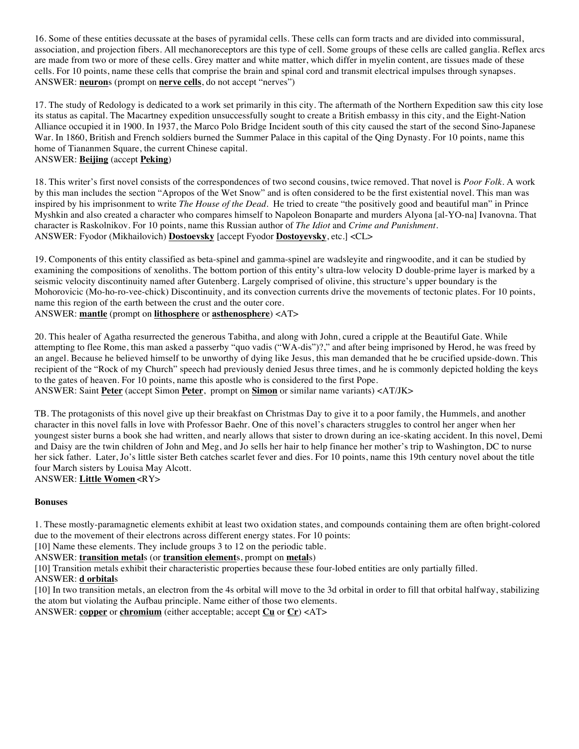16. Some of these entities decussate at the bases of pyramidal cells. These cells can form tracts and are divided into commissural, association, and projection fibers. All mechanoreceptors are this type of cell. Some groups of these cells are called ganglia. Reflex arcs are made from two or more of these cells. Grey matter and white matter, which differ in myelin content, are tissues made of these cells. For 10 points, name these cells that comprise the brain and spinal cord and transmit electrical impulses through synapses.
ANSWER: **neuron**s (prompt on **nerve cells**, do not accept "nerves")

17. The study of Redology is dedicated to a work set primarily in this city. The aftermath of the Northern Expedition saw this city lose its status as capital. The Macartney expedition unsuccessfully sought to create a British embassy in this city, and the Eight-Nation Alliance occupied it in 1900. In 1937, the Marco Polo Bridge Incident south of this city caused the start of the second Sino-Japanese War. In 1860, British and French soldiers burned the Summer Palace in this capital of the Qing Dynasty. For 10 points, name this home of Tiananmen Square, the current Chinese capital.
ANSWER: **Beijing** (accept **Peking**)

18. This writer's first novel consists of the correspondences of two second cousins, twice removed. That novel is *Poor Folk*. A work by this man includes the section "Apropos of the Wet Snow" and is often considered to be the first existential novel. This man was inspired by his imprisonment to write *The House of the Dead*. He tried to create "the positively good and beautiful man" in Prince Myshkin and also created a character who compares himself to Napoleon Bonaparte and murders Alyona [al-YO-na] Ivanovna. That character is Raskolnikov. For 10 points, name this Russian author of *The Idiot* and *Crime and Punishment*.
ANSWER: Fyodor (Mikhailovich) **Dostoevsky** [accept Fyodor **Dostoyevsky**, etc.] <CL>

19. Components of this entity classified as beta-spinel and gamma-spinel are wadsleyite and ringwoodite, and it can be studied by examining the compositions of xenoliths. The bottom portion of this entity's ultra-low velocity D double-prime layer is marked by a seismic velocity discontinuity named after Gutenberg. Largely comprised of olivine, this structure's upper boundary is the Mohorovicic (Mo-ho-ro-vee-chick) Discontinuity, and its convection currents drive the movements of tectonic plates. For 10 points, name this region of the earth between the crust and the outer core.
ANSWER: **mantle** (prompt on **lithosphere** or **asthenosphere**) <AT>

20. This healer of Agatha resurrected the generous Tabitha, and along with John, cured a cripple at the Beautiful Gate. While attempting to flee Rome, this man asked a passerby "quo vadis ("WA-dis")?," and after being imprisoned by Herod, he was freed by an angel. Because he believed himself to be unworthy of dying like Jesus, this man demanded that he be crucified upside-down. This recipient of the "Rock of my Church" speech had previously denied Jesus three times, and he is commonly depicted holding the keys to the gates of heaven. For 10 points, name this apostle who is considered to the first Pope.
ANSWER: Saint **Peter** (accept Simon **Peter**, prompt on **Simon** or similar name variants) <AT/JK>

TB. The protagonists of this novel give up their breakfast on Christmas Day to give it to a poor family, the Hummels, and another character in this novel falls in love with Professor Baehr. One of this novel's characters struggles to control her anger when her youngest sister burns a book she had written, and nearly allows that sister to drown during an ice-skating accident. In this novel, Demi and Daisy are the twin children of John and Meg, and Jo sells her hair to help finance her mother's trip to Washington, DC to nurse her sick father. Later, Jo's little sister Beth catches scarlet fever and dies. For 10 points, name this 19th century novel about the title four March sisters by Louisa May Alcott.
ANSWER: **Little Women** <RY>

**Bonuses**

1. These mostly-paramagnetic elements exhibit at least two oxidation states, and compounds containing them are often bright-colored due to the movement of their electrons across different energy states. For 10 points:
[10] Name these elements. They include groups 3 to 12 on the periodic table.
ANSWER: **transition metal**s (or **transition element**s, prompt on **metal**s)
[10] Transition metals exhibit their characteristic properties because these four-lobed entities are only partially filled.
ANSWER: **d orbital**s
[10] In two transition metals, an electron from the 4s orbital will move to the 3d orbital in order to fill that orbital halfway, stabilizing the atom but violating the Aufbau principle. Name either of those two elements.
ANSWER: **copper** or **chromium** (either acceptable; accept **Cu** or **Cr**) <AT>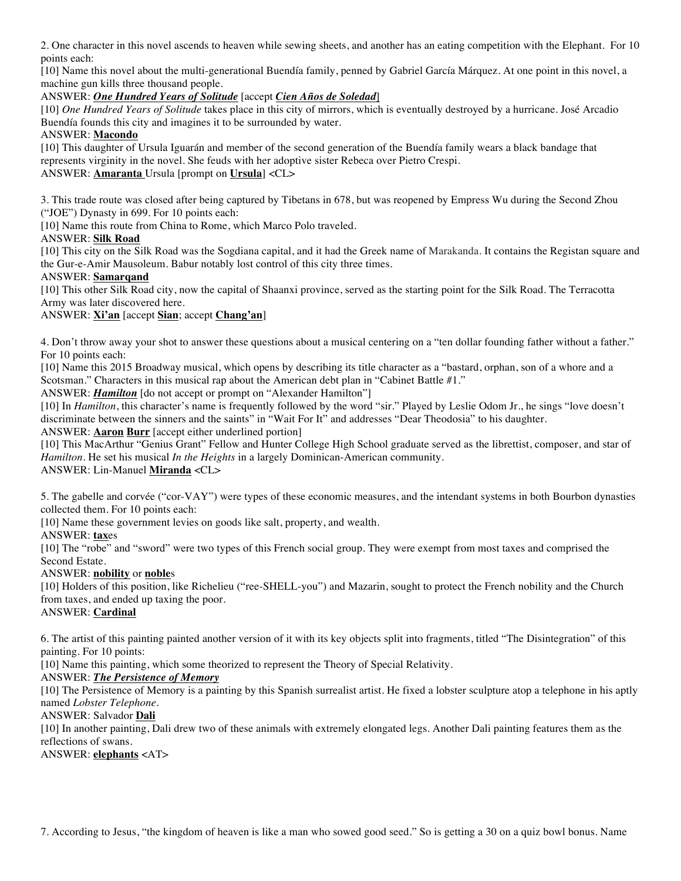2. One character in this novel ascends to heaven while sewing sheets, and another has an eating competition with the Elephant. For 10 points each:

[10] Name this novel about the multi-generational Buendía family, penned by Gabriel García Márquez. At one point in this novel, a machine gun kills three thousand people.

ANSWER: ***One Hundred Years of Solitude*** [accept ***Cien Años de Soledad***]

[10] *One Hundred Years of Solitude* takes place in this city of mirrors, which is eventually destroyed by a hurricane. José Arcadio Buendía founds this city and imagines it to be surrounded by water.

ANSWER: **Macondo**

[10] This daughter of Ursula Iguarán and member of the second generation of the Buendía family wears a black bandage that represents virginity in the novel. She feuds with her adoptive sister Rebeca over Pietro Crespi.

ANSWER: **Amaranta** Ursula [prompt on **Ursula**] <CL>

3. This trade route was closed after being captured by Tibetans in 678, but was reopened by Empress Wu during the Second Zhou ("JOE") Dynasty in 699. For 10 points each:

[10] Name this route from China to Rome, which Marco Polo traveled.

ANSWER: **Silk Road**

[10] This city on the Silk Road was the Sogdiana capital, and it had the Greek name of Marakanda. It contains the Registan square and the Gur-e-Amir Mausoleum. Babur notably lost control of this city three times.

ANSWER: **Samarqand**

[10] This other Silk Road city, now the capital of Shaanxi province, served as the starting point for the Silk Road. The Terracotta Army was later discovered here.

ANSWER: **Xi'an** [accept **Sian**; accept **Chang'an**]

4. Don't throw away your shot to answer these questions about a musical centering on a "ten dollar founding father without a father." For 10 points each:

[10] Name this 2015 Broadway musical, which opens by describing its title character as a "bastard, orphan, son of a whore and a Scotsman." Characters in this musical rap about the American debt plan in "Cabinet Battle #1."

ANSWER: ***Hamilton*** [do not accept or prompt on "Alexander Hamilton"]

[10] In *Hamilton*, this character's name is frequently followed by the word "sir." Played by Leslie Odom Jr., he sings "love doesn't discriminate between the sinners and the saints" in "Wait For It" and addresses "Dear Theodosia" to his daughter.

ANSWER: **Aaron** **Burr** [accept either underlined portion]

[10] This MacArthur "Genius Grant" Fellow and Hunter College High School graduate served as the librettist, composer, and star of *Hamilton*. He set his musical *In the Heights* in a largely Dominican-American community.

ANSWER: Lin-Manuel **Miranda** <CL>

5. The gabelle and corvée ("cor-VAY") were types of these economic measures, and the intendant systems in both Bourbon dynasties collected them. For 10 points each:

[10] Name these government levies on goods like salt, property, and wealth.

ANSWER: **tax**es

[10] The "robe" and "sword" were two types of this French social group. They were exempt from most taxes and comprised the Second Estate.

ANSWER: **nobility** or **noble**s

[10] Holders of this position, like Richelieu ("ree-SHELL-you") and Mazarin, sought to protect the French nobility and the Church from taxes, and ended up taxing the poor.

ANSWER: **Cardinal**

6. The artist of this painting painted another version of it with its key objects split into fragments, titled "The Disintegration" of this painting. For 10 points:

[10] Name this painting, which some theorized to represent the Theory of Special Relativity.

ANSWER: ***The Persistence of Memory***

[10] The Persistence of Memory is a painting by this Spanish surrealist artist. He fixed a lobster sculpture atop a telephone in his aptly named *Lobster Telephone*.

ANSWER: Salvador **Dali**

[10] In another painting, Dali drew two of these animals with extremely elongated legs. Another Dali painting features them as the reflections of swans.

ANSWER: **elephants** <AT>

7. According to Jesus, "the kingdom of heaven is like a man who sowed good seed." So is getting a 30 on a quiz bowl bonus. Name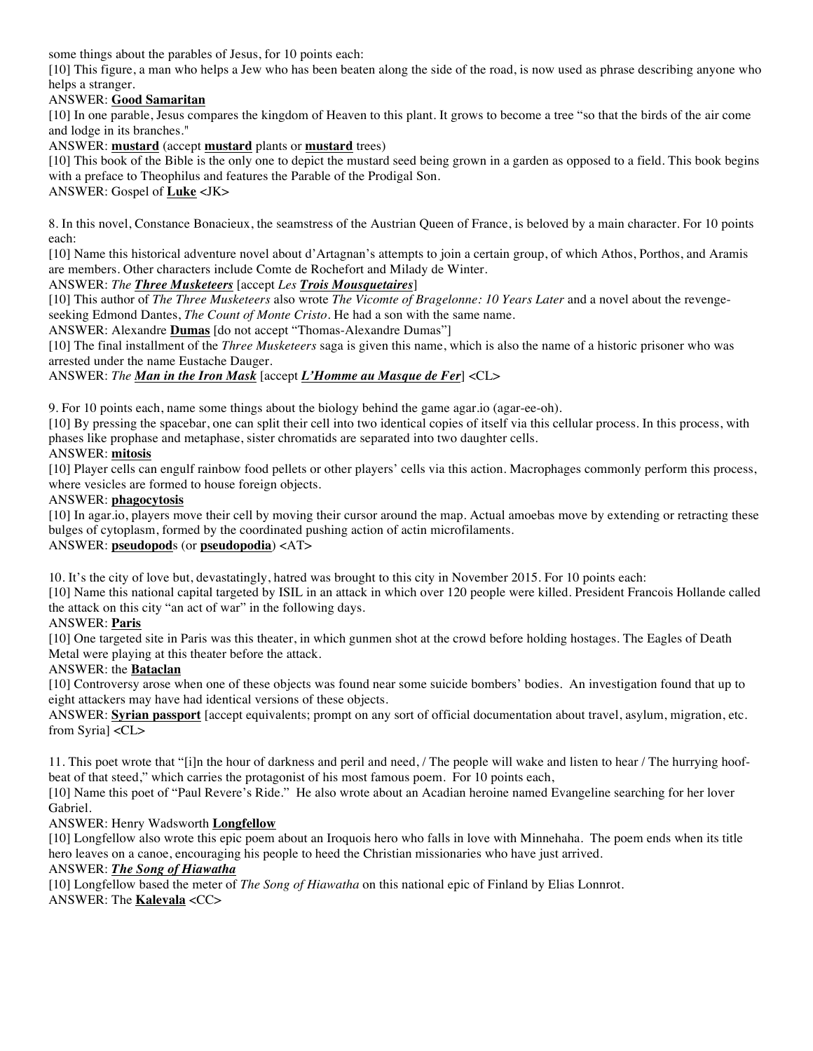some things about the parables of Jesus, for 10 points each:

[10] This figure, a man who helps a Jew who has been beaten along the side of the road, is now used as phrase describing anyone who helps a stranger.

ANSWER: **Good Samaritan**

[10] In one parable, Jesus compares the kingdom of Heaven to this plant. It grows to become a tree "so that the birds of the air come and lodge in its branches."

ANSWER: **mustard** (accept **mustard** plants or **mustard** trees)

[10] This book of the Bible is the only one to depict the mustard seed being grown in a garden as opposed to a field. This book begins with a preface to Theophilus and features the Parable of the Prodigal Son.

ANSWER: Gospel of **Luke** <JK>

8. In this novel, Constance Bonacieux, the seamstress of the Austrian Queen of France, is beloved by a main character. For 10 points each:

[10] Name this historical adventure novel about d'Artagnan's attempts to join a certain group, of which Athos, Porthos, and Aramis are members. Other characters include Comte de Rochefort and Milady de Winter.

ANSWER: *The **Three Musketeers*** [accept *Les **Trois Mousquetaires***]

[10] This author of *The Three Musketeers* also wrote *The Vicomte of Bragelonne: 10 Years Later* and a novel about the revenge-seeking Edmond Dantes, *The Count of Monte Cristo*. He had a son with the same name.

ANSWER: Alexandre **Dumas** [do not accept "Thomas-Alexandre Dumas"]

[10] The final installment of the *Three Musketeers* saga is given this name, which is also the name of a historic prisoner who was arrested under the name Eustache Dauger.

ANSWER: *The **Man in the Iron Mask*** [accept ***L'Homme au Masque de Fer***] <CL>

9. For 10 points each, name some things about the biology behind the game agar.io (agar-ee-oh).

[10] By pressing the spacebar, one can split their cell into two identical copies of itself via this cellular process. In this process, with phases like prophase and metaphase, sister chromatids are separated into two daughter cells.

ANSWER: **mitosis**

[10] Player cells can engulf rainbow food pellets or other players' cells via this action. Macrophages commonly perform this process, where vesicles are formed to house foreign objects.

ANSWER: **phagocytosis**

[10] In agar.io, players move their cell by moving their cursor around the map. Actual amoebas move by extending or retracting these bulges of cytoplasm, formed by the coordinated pushing action of actin microfilaments.

ANSWER: **pseudopod**s (or **pseudopodia**) <AT>

10. It's the city of love but, devastatingly, hatred was brought to this city in November 2015. For 10 points each:

[10] Name this national capital targeted by ISIL in an attack in which over 120 people were killed. President Francois Hollande called the attack on this city "an act of war" in the following days.

ANSWER: **Paris**

[10] One targeted site in Paris was this theater, in which gunmen shot at the crowd before holding hostages. The Eagles of Death Metal were playing at this theater before the attack.

ANSWER: the **Bataclan**

[10] Controversy arose when one of these objects was found near some suicide bombers' bodies. An investigation found that up to eight attackers may have had identical versions of these objects.

ANSWER: **Syrian passport** [accept equivalents; prompt on any sort of official documentation about travel, asylum, migration, etc. from Syria] <CL>

11. This poet wrote that "[i]n the hour of darkness and peril and need, / The people will wake and listen to hear / The hurrying hoof-beat of that steed," which carries the protagonist of his most famous poem. For 10 points each,

[10] Name this poet of "Paul Revere's Ride." He also wrote about an Acadian heroine named Evangeline searching for her lover Gabriel.

ANSWER: Henry Wadsworth **Longfellow**

[10] Longfellow also wrote this epic poem about an Iroquois hero who falls in love with Minnehaha. The poem ends when its title hero leaves on a canoe, encouraging his people to heed the Christian missionaries who have just arrived.

ANSWER: ***The Song of Hiawatha***

[10] Longfellow based the meter of *The Song of Hiawatha* on this national epic of Finland by Elias Lonnrot.

ANSWER: The **Kalevala** <CC>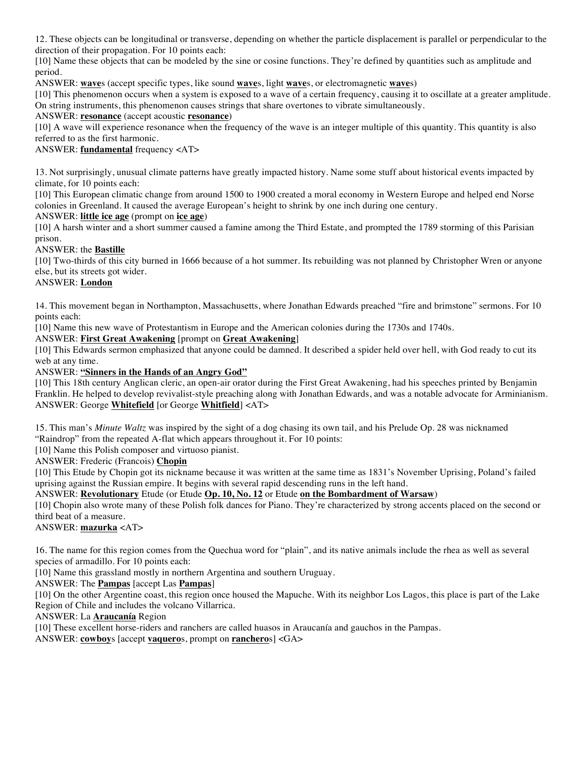12. These objects can be longitudinal or transverse, depending on whether the particle displacement is parallel or perpendicular to the direction of their propagation. For 10 points each:

[10] Name these objects that can be modeled by the sine or cosine functions. They're defined by quantities such as amplitude and period.

ANSWER: **wave**s (accept specific types, like sound **wave**s, light **wave**s, or electromagnetic **wave**s)

[10] This phenomenon occurs when a system is exposed to a wave of a certain frequency, causing it to oscillate at a greater amplitude. On string instruments, this phenomenon causes strings that share overtones to vibrate simultaneously.

ANSWER: **resonance** (accept acoustic **resonance**)

[10] A wave will experience resonance when the frequency of the wave is an integer multiple of this quantity. This quantity is also referred to as the first harmonic.

ANSWER: **fundamental** frequency <AT>

13. Not surprisingly, unusual climate patterns have greatly impacted history. Name some stuff about historical events impacted by climate, for 10 points each:

[10] This European climatic change from around 1500 to 1900 created a moral economy in Western Europe and helped end Norse colonies in Greenland. It caused the average European's height to shrink by one inch during one century.

ANSWER: **little ice age** (prompt on **ice age**)

[10] A harsh winter and a short summer caused a famine among the Third Estate, and prompted the 1789 storming of this Parisian prison.

ANSWER: the **Bastille**

[10] Two-thirds of this city burned in 1666 because of a hot summer. Its rebuilding was not planned by Christopher Wren or anyone else, but its streets got wider.

ANSWER: **London**

14. This movement began in Northampton, Massachusetts, where Jonathan Edwards preached "fire and brimstone" sermons. For 10 points each:

[10] Name this new wave of Protestantism in Europe and the American colonies during the 1730s and 1740s.

ANSWER: **First Great Awakening** [prompt on **Great Awakening**]

[10] This Edwards sermon emphasized that anyone could be damned. It described a spider held over hell, with God ready to cut its web at any time.

ANSWER: **"Sinners in the Hands of an Angry God"**

[10] This 18th century Anglican cleric, an open-air orator during the First Great Awakening, had his speeches printed by Benjamin Franklin. He helped to develop revivalist-style preaching along with Jonathan Edwards, and was a notable advocate for Arminianism.

ANSWER: George **Whitefield** [or George **Whitfield**] <AT>

15. This man's *Minute Waltz* was inspired by the sight of a dog chasing its own tail, and his Prelude Op. 28 was nicknamed "Raindrop" from the repeated A-flat which appears throughout it. For 10 points:

[10] Name this Polish composer and virtuoso pianist.

ANSWER: Frederic (Francois) **Chopin**

[10] This Etude by Chopin got its nickname because it was written at the same time as 1831's November Uprising, Poland's failed uprising against the Russian empire. It begins with several rapid descending runs in the left hand.

ANSWER: **Revolutionary** Etude (or Etude **Op. 10, No. 12** or Etude **on the Bombardment of Warsaw**)

[10] Chopin also wrote many of these Polish folk dances for Piano. They're characterized by strong accents placed on the second or third beat of a measure.

ANSWER: **mazurka** <AT>

16. The name for this region comes from the Quechua word for "plain", and its native animals include the rhea as well as several species of armadillo. For 10 points each:

[10] Name this grassland mostly in northern Argentina and southern Uruguay.

ANSWER: The **Pampas** [accept Las **Pampas**]

[10] On the other Argentine coast, this region once housed the Mapuche. With its neighbor Los Lagos, this place is part of the Lake Region of Chile and includes the volcano Villarrica.

ANSWER: La **Araucanía** Region

[10] These excellent horse-riders and ranchers are called huasos in Araucanía and gauchos in the Pampas.

ANSWER: **cowboy**s [accept **vaquero**s, prompt on **ranchero**s] <GA>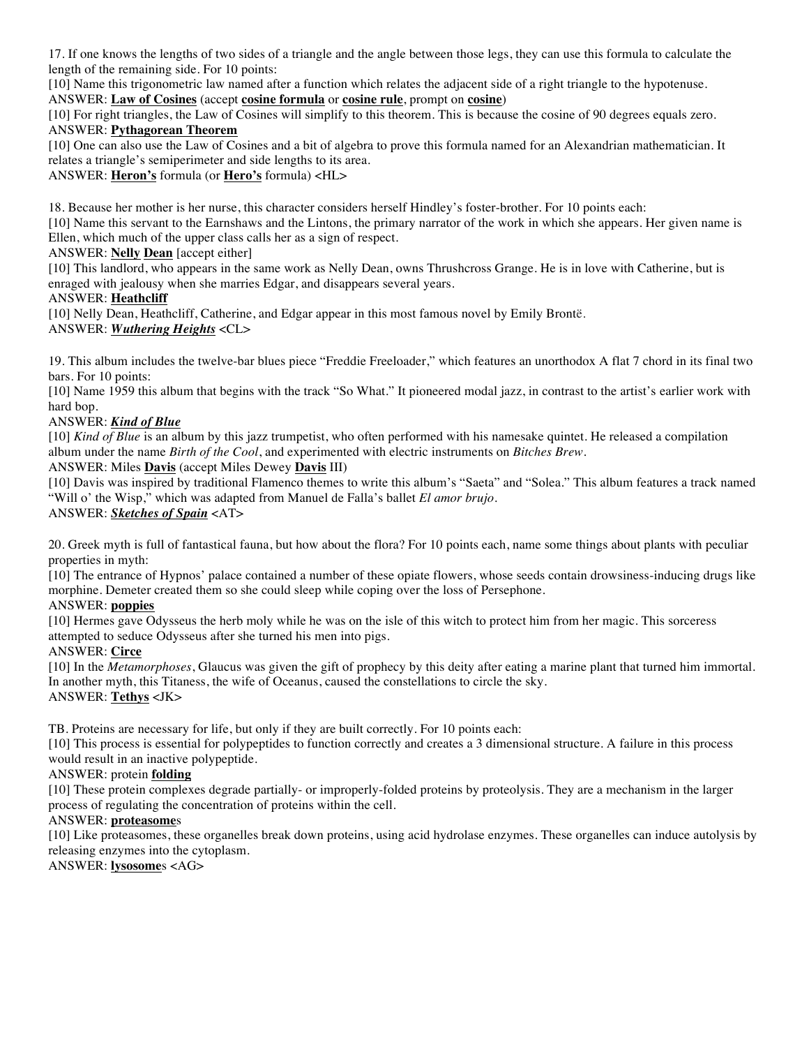17. If one knows the lengths of two sides of a triangle and the angle between those legs, they can use this formula to calculate the length of the remaining side. For 10 points:

[10] Name this trigonometric law named after a function which relates the adjacent side of a right triangle to the hypotenuse.

ANSWER: **Law of Cosines** (accept **cosine formula** or **cosine rule**, prompt on **cosine**)

[10] For right triangles, the Law of Cosines will simplify to this theorem. This is because the cosine of 90 degrees equals zero.

ANSWER: **Pythagorean Theorem**

[10] One can also use the Law of Cosines and a bit of algebra to prove this formula named for an Alexandrian mathematician. It relates a triangle's semiperimeter and side lengths to its area.

ANSWER: **Heron's** formula (or **Hero's** formula) <HL>

18. Because her mother is her nurse, this character considers herself Hindley's foster-brother. For 10 points each:

[10] Name this servant to the Earnshaws and the Lintons, the primary narrator of the work in which she appears. Her given name is Ellen, which much of the upper class calls her as a sign of respect.

ANSWER: **Nelly Dean** [accept either]

[10] This landlord, who appears in the same work as Nelly Dean, owns Thrushcross Grange. He is in love with Catherine, but is enraged with jealousy when she marries Edgar, and disappears several years.

ANSWER: **Heathcliff**

[10] Nelly Dean, Heathcliff, Catherine, and Edgar appear in this most famous novel by Emily Brontë.

ANSWER: ***Wuthering Heights*** <CL>

19. This album includes the twelve-bar blues piece "Freddie Freeloader," which features an unorthodox A flat 7 chord in its final two bars. For 10 points:

[10] Name 1959 this album that begins with the track "So What." It pioneered modal jazz, in contrast to the artist's earlier work with hard bop.

ANSWER: ***Kind of Blue***

[10] *Kind of Blue* is an album by this jazz trumpetist, who often performed with his namesake quintet. He released a compilation album under the name *Birth of the Cool*, and experimented with electric instruments on *Bitches Brew*.

ANSWER: Miles **Davis** (accept Miles Dewey **Davis** III)

[10] Davis was inspired by traditional Flamenco themes to write this album's "Saeta" and "Solea." This album features a track named "Will o' the Wisp," which was adapted from Manuel de Falla's ballet *El amor brujo*.

ANSWER: ***Sketches of Spain*** <AT>

20. Greek myth is full of fantastical fauna, but how about the flora? For 10 points each, name some things about plants with peculiar properties in myth:

[10] The entrance of Hypnos' palace contained a number of these opiate flowers, whose seeds contain drowsiness-inducing drugs like morphine. Demeter created them so she could sleep while coping over the loss of Persephone.

ANSWER: **poppies**

[10] Hermes gave Odysseus the herb moly while he was on the isle of this witch to protect him from her magic. This sorceress attempted to seduce Odysseus after she turned his men into pigs.

ANSWER: **Circe**

[10] In the *Metamorphoses*, Glaucus was given the gift of prophecy by this deity after eating a marine plant that turned him immortal. In another myth, this Titaness, the wife of Oceanus, caused the constellations to circle the sky.

ANSWER: **Tethys** <JK>

TB. Proteins are necessary for life, but only if they are built correctly. For 10 points each:

[10] This process is essential for polypeptides to function correctly and creates a 3 dimensional structure. A failure in this process would result in an inactive polypeptide.

ANSWER: protein **folding**

[10] These protein complexes degrade partially- or improperly-folded proteins by proteolysis. They are a mechanism in the larger process of regulating the concentration of proteins within the cell.

ANSWER: **proteasome**s

[10] Like proteasomes, these organelles break down proteins, using acid hydrolase enzymes. These organelles can induce autolysis by releasing enzymes into the cytoplasm.

ANSWER: **lysosome**s <AG>